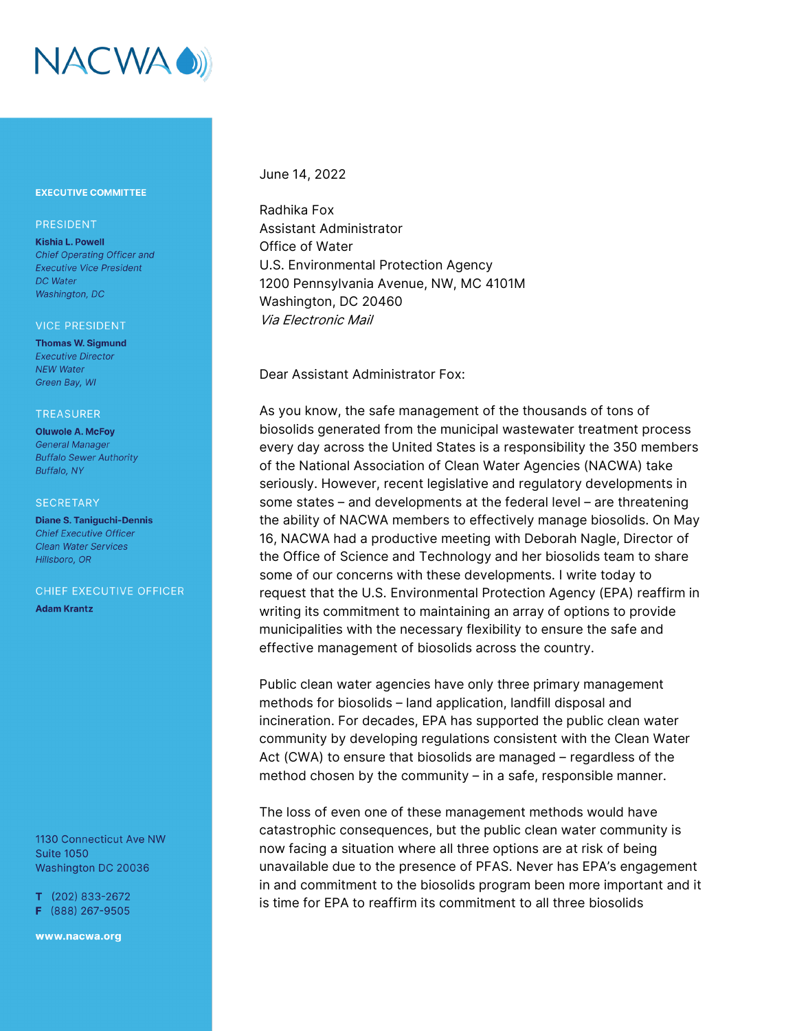NACWA

**EXECUTIVE COMMITTEE**

PRESIDENT

**Kishia L. Powell**
*Chief Operating Officer and Executive Vice President*
*DC Water*
*Washington, DC*

VICE PRESIDENT

**Thomas W. Sigmund**
*Executive Director*
*NEW Water*
*Green Bay, WI*

TREASURER

**Oluwole A. McFoy**
*General Manager*
*Buffalo Sewer Authority*
*Buffalo, NY*

SECRETARY

**Diane S. Taniguchi-Dennis**
*Chief Executive Officer*
*Clean Water Services*
*Hillsboro, OR*

CHIEF EXECUTIVE OFFICER

**Adam Krantz**

1130 Connecticut Ave NW
Suite 1050
Washington DC 20036

**T** (202) 833-2672
**F** (888) 267-9505

**www.nacwa.org**

June 14, 2022

Radhika Fox
Assistant Administrator
Office of Water
U.S. Environmental Protection Agency
1200 Pennsylvania Avenue, NW, MC 4101M
Washington, DC 20460
*Via Electronic Mail*

Dear Assistant Administrator Fox:

As you know, the safe management of the thousands of tons of biosolids generated from the municipal wastewater treatment process every day across the United States is a responsibility the 350 members of the National Association of Clean Water Agencies (NACWA) take seriously. However, recent legislative and regulatory developments in some states – and developments at the federal level – are threatening the ability of NACWA members to effectively manage biosolids. On May 16, NACWA had a productive meeting with Deborah Nagle, Director of the Office of Science and Technology and her biosolids team to share some of our concerns with these developments. I write today to request that the U.S. Environmental Protection Agency (EPA) reaffirm in writing its commitment to maintaining an array of options to provide municipalities with the necessary flexibility to ensure the safe and effective management of biosolids across the country.

Public clean water agencies have only three primary management methods for biosolids – land application, landfill disposal and incineration. For decades, EPA has supported the public clean water community by developing regulations consistent with the Clean Water Act (CWA) to ensure that biosolids are managed – regardless of the method chosen by the community – in a safe, responsible manner.

The loss of even one of these management methods would have catastrophic consequences, but the public clean water community is now facing a situation where all three options are at risk of being unavailable due to the presence of PFAS. Never has EPA's engagement in and commitment to the biosolids program been more important and it is time for EPA to reaffirm its commitment to all three biosolids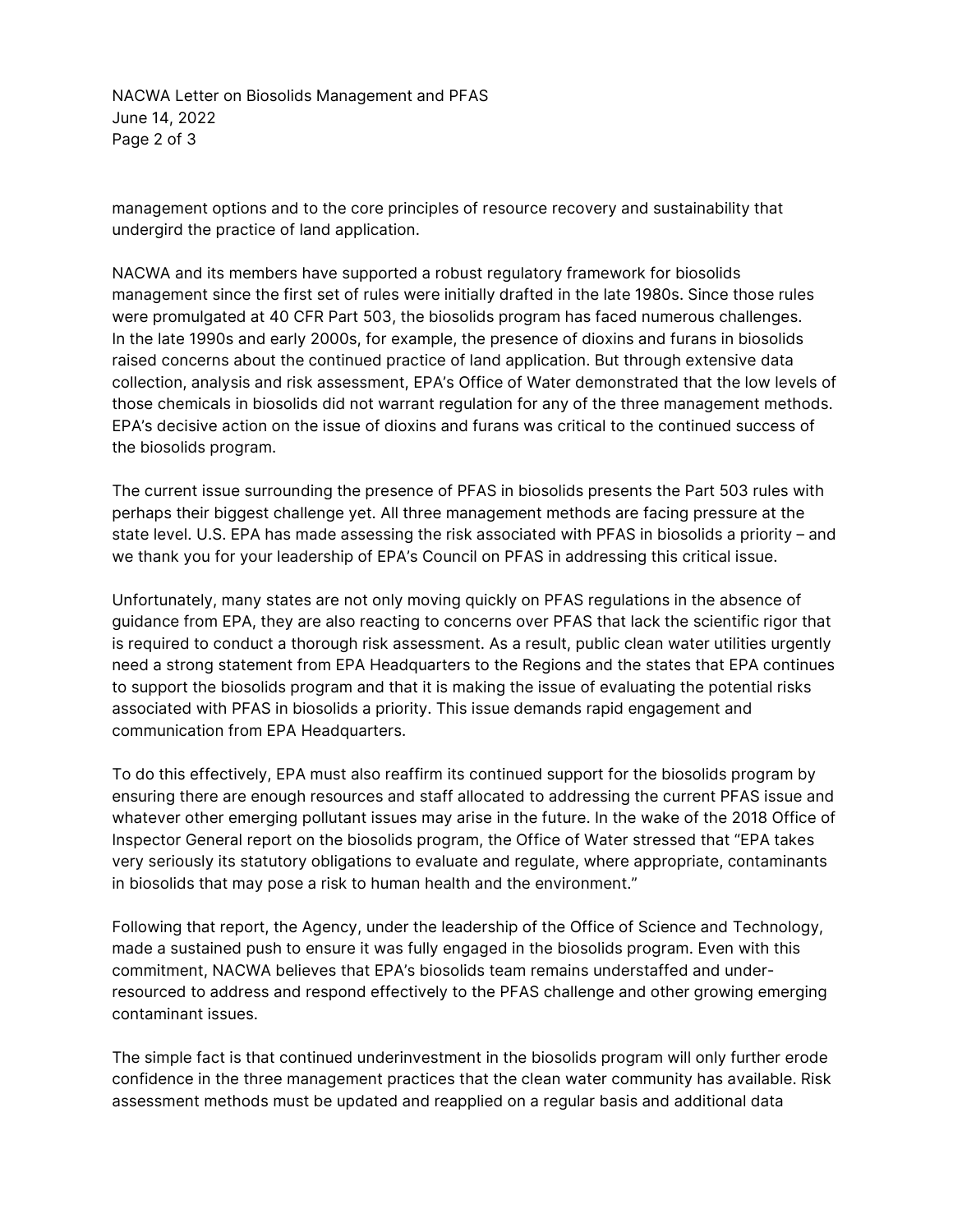management options and to the core principles of resource recovery and sustainability that undergird the practice of land application.

NACWA and its members have supported a robust regulatory framework for biosolids management since the first set of rules were initially drafted in the late 1980s. Since those rules were promulgated at 40 CFR Part 503, the biosolids program has faced numerous challenges. In the late 1990s and early 2000s, for example, the presence of dioxins and furans in biosolids raised concerns about the continued practice of land application. But through extensive data collection, analysis and risk assessment, EPA's Office of Water demonstrated that the low levels of those chemicals in biosolids did not warrant regulation for any of the three management methods. EPA's decisive action on the issue of dioxins and furans was critical to the continued success of the biosolids program.

The current issue surrounding the presence of PFAS in biosolids presents the Part 503 rules with perhaps their biggest challenge yet. All three management methods are facing pressure at the state level. U.S. EPA has made assessing the risk associated with PFAS in biosolids a priority – and we thank you for your leadership of EPA's Council on PFAS in addressing this critical issue.

Unfortunately, many states are not only moving quickly on PFAS regulations in the absence of guidance from EPA, they are also reacting to concerns over PFAS that lack the scientific rigor that is required to conduct a thorough risk assessment. As a result, public clean water utilities urgently need a strong statement from EPA Headquarters to the Regions and the states that EPA continues to support the biosolids program and that it is making the issue of evaluating the potential risks associated with PFAS in biosolids a priority. This issue demands rapid engagement and communication from EPA Headquarters.

To do this effectively, EPA must also reaffirm its continued support for the biosolids program by ensuring there are enough resources and staff allocated to addressing the current PFAS issue and whatever other emerging pollutant issues may arise in the future. In the wake of the 2018 Office of Inspector General report on the biosolids program, the Office of Water stressed that "EPA takes very seriously its statutory obligations to evaluate and regulate, where appropriate, contaminants in biosolids that may pose a risk to human health and the environment."

Following that report, the Agency, under the leadership of the Office of Science and Technology, made a sustained push to ensure it was fully engaged in the biosolids program. Even with this commitment, NACWA believes that EPA's biosolids team remains understaffed and under-resourced to address and respond effectively to the PFAS challenge and other growing emerging contaminant issues.

The simple fact is that continued underinvestment in the biosolids program will only further erode confidence in the three management practices that the clean water community has available. Risk assessment methods must be updated and reapplied on a regular basis and additional data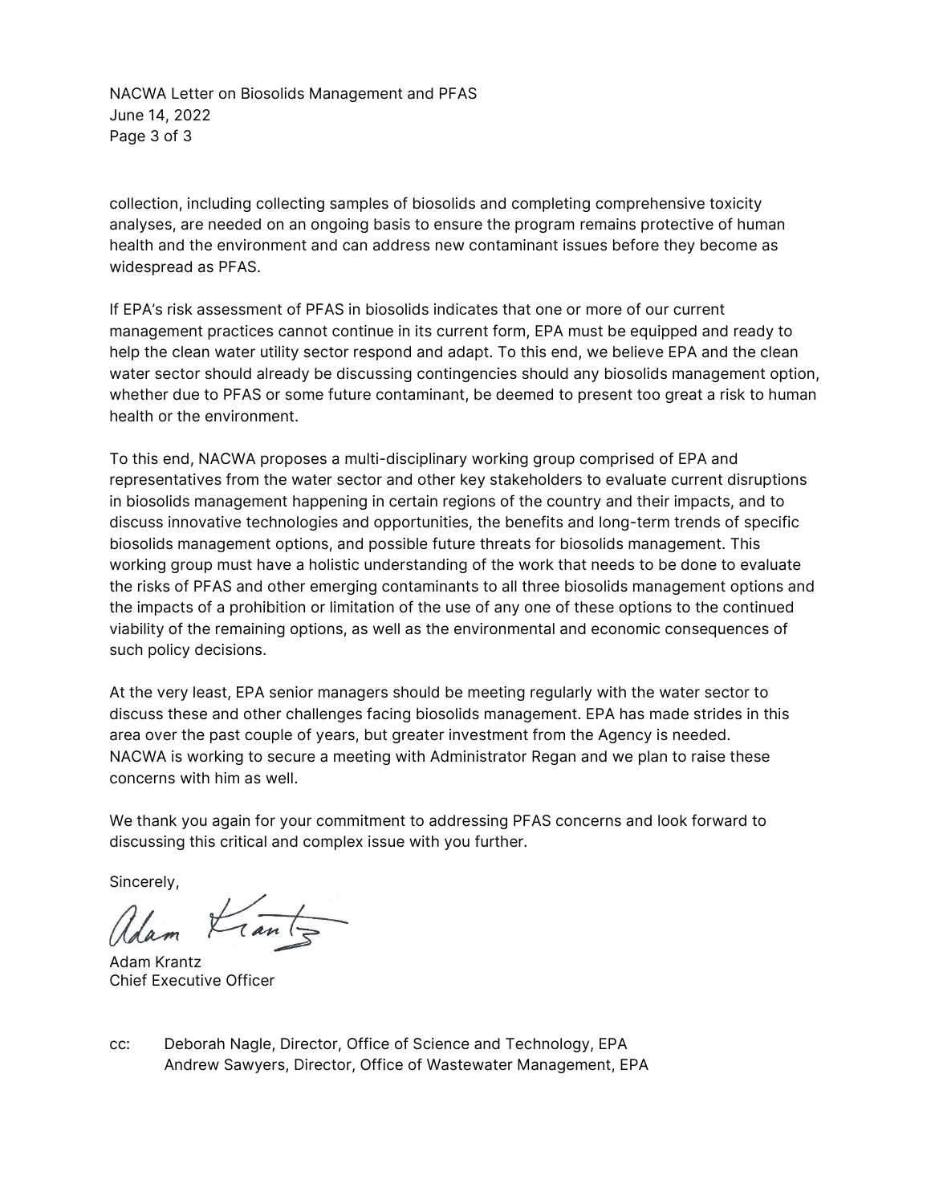collection, including collecting samples of biosolids and completing comprehensive toxicity analyses, are needed on an ongoing basis to ensure the program remains protective of human health and the environment and can address new contaminant issues before they become as widespread as PFAS.

If EPA's risk assessment of PFAS in biosolids indicates that one or more of our current management practices cannot continue in its current form, EPA must be equipped and ready to help the clean water utility sector respond and adapt. To this end, we believe EPA and the clean water sector should already be discussing contingencies should any biosolids management option, whether due to PFAS or some future contaminant, be deemed to present too great a risk to human health or the environment.

To this end, NACWA proposes a multi-disciplinary working group comprised of EPA and representatives from the water sector and other key stakeholders to evaluate current disruptions in biosolids management happening in certain regions of the country and their impacts, and to discuss innovative technologies and opportunities, the benefits and long-term trends of specific biosolids management options, and possible future threats for biosolids management. This working group must have a holistic understanding of the work that needs to be done to evaluate the risks of PFAS and other emerging contaminants to all three biosolids management options and the impacts of a prohibition or limitation of the use of any one of these options to the continued viability of the remaining options, as well as the environmental and economic consequences of such policy decisions.

At the very least, EPA senior managers should be meeting regularly with the water sector to discuss these and other challenges facing biosolids management. EPA has made strides in this area over the past couple of years, but greater investment from the Agency is needed. NACWA is working to secure a meeting with Administrator Regan and we plan to raise these concerns with him as well.

We thank you again for your commitment to addressing PFAS concerns and look forward to discussing this critical and complex issue with you further.

Sincerely,

Adam Krantz
Chief Executive Officer

cc: Deborah Nagle, Director, Office of Science and Technology, EPA
Andrew Sawyers, Director, Office of Wastewater Management, EPA